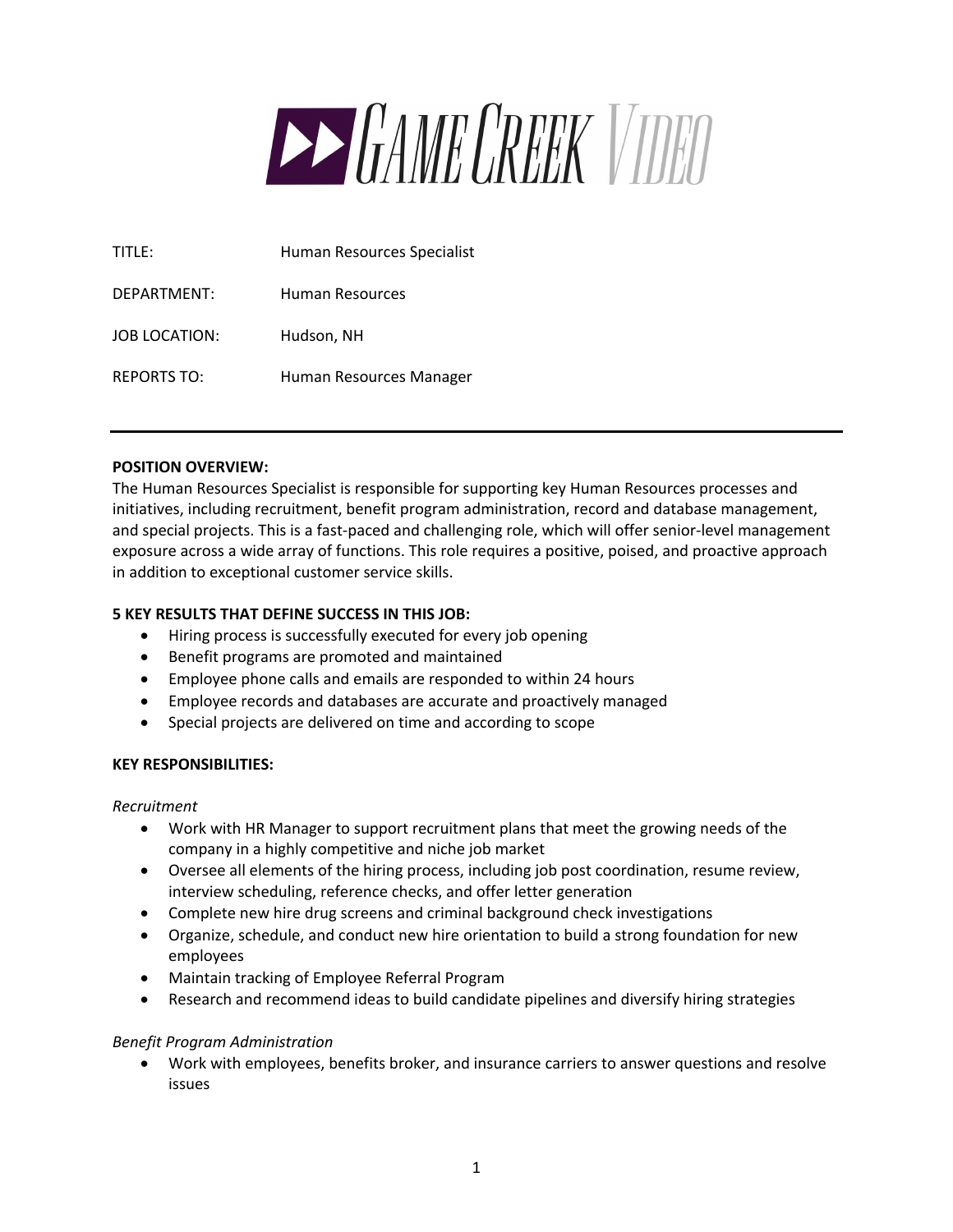# GAME CREEK VIDEO

TITLE: Human Resources Specialist

DEPARTMENT: Human Resources

JOB LOCATION: Hudson, NH

REPORTS TO: Human Resources Manager

---

**POSITION OVERVIEW:**

The Human Resources Specialist is responsible for supporting key Human Resources processes and initiatives, including recruitment, benefit program administration, record and database management, and special projects. This is a fast-paced and challenging role, which will offer senior-level management exposure across a wide array of functions. This role requires a positive, poised, and proactive approach in addition to exceptional customer service skills.

**5 KEY RESULTS THAT DEFINE SUCCESS IN THIS JOB:**

- Hiring process is successfully executed for every job opening
- Benefit programs are promoted and maintained
- Employee phone calls and emails are responded to within 24 hours
- Employee records and databases are accurate and proactively managed
- Special projects are delivered on time and according to scope

**KEY RESPONSIBILITIES:**

*Recruitment*

- Work with HR Manager to support recruitment plans that meet the growing needs of the company in a highly competitive and niche job market
- Oversee all elements of the hiring process, including job post coordination, resume review, interview scheduling, reference checks, and offer letter generation
- Complete new hire drug screens and criminal background check investigations
- Organize, schedule, and conduct new hire orientation to build a strong foundation for new employees
- Maintain tracking of Employee Referral Program
- Research and recommend ideas to build candidate pipelines and diversify hiring strategies

*Benefit Program Administration*

- Work with employees, benefits broker, and insurance carriers to answer questions and resolve issues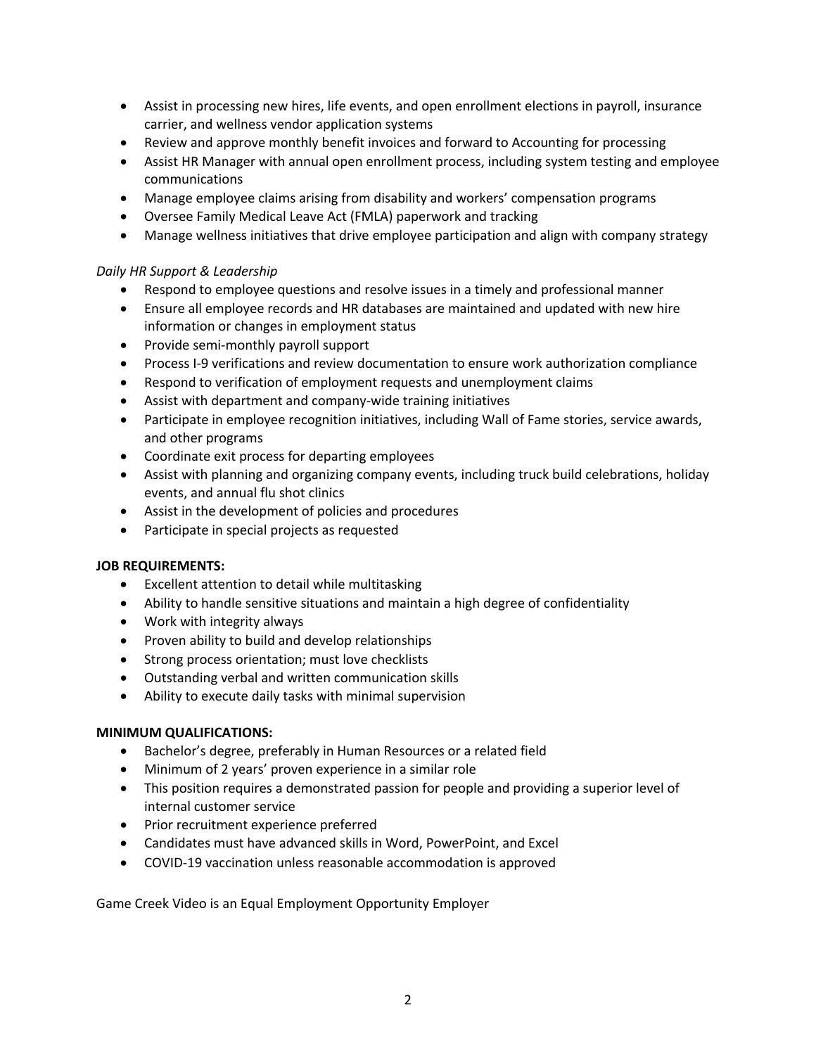- Assist in processing new hires, life events, and open enrollment elections in payroll, insurance carrier, and wellness vendor application systems
- Review and approve monthly benefit invoices and forward to Accounting for processing
- Assist HR Manager with annual open enrollment process, including system testing and employee communications
- Manage employee claims arising from disability and workers' compensation programs
- Oversee Family Medical Leave Act (FMLA) paperwork and tracking
- Manage wellness initiatives that drive employee participation and align with company strategy

*Daily HR Support & Leadership*

- Respond to employee questions and resolve issues in a timely and professional manner
- Ensure all employee records and HR databases are maintained and updated with new hire information or changes in employment status
- Provide semi-monthly payroll support
- Process I-9 verifications and review documentation to ensure work authorization compliance
- Respond to verification of employment requests and unemployment claims
- Assist with department and company-wide training initiatives
- Participate in employee recognition initiatives, including Wall of Fame stories, service awards, and other programs
- Coordinate exit process for departing employees
- Assist with planning and organizing company events, including truck build celebrations, holiday events, and annual flu shot clinics
- Assist in the development of policies and procedures
- Participate in special projects as requested

**JOB REQUIREMENTS:**

- Excellent attention to detail while multitasking
- Ability to handle sensitive situations and maintain a high degree of confidentiality
- Work with integrity always
- Proven ability to build and develop relationships
- Strong process orientation; must love checklists
- Outstanding verbal and written communication skills
- Ability to execute daily tasks with minimal supervision

**MINIMUM QUALIFICATIONS:**

- Bachelor's degree, preferably in Human Resources or a related field
- Minimum of 2 years' proven experience in a similar role
- This position requires a demonstrated passion for people and providing a superior level of internal customer service
- Prior recruitment experience preferred
- Candidates must have advanced skills in Word, PowerPoint, and Excel
- COVID-19 vaccination unless reasonable accommodation is approved

Game Creek Video is an Equal Employment Opportunity Employer